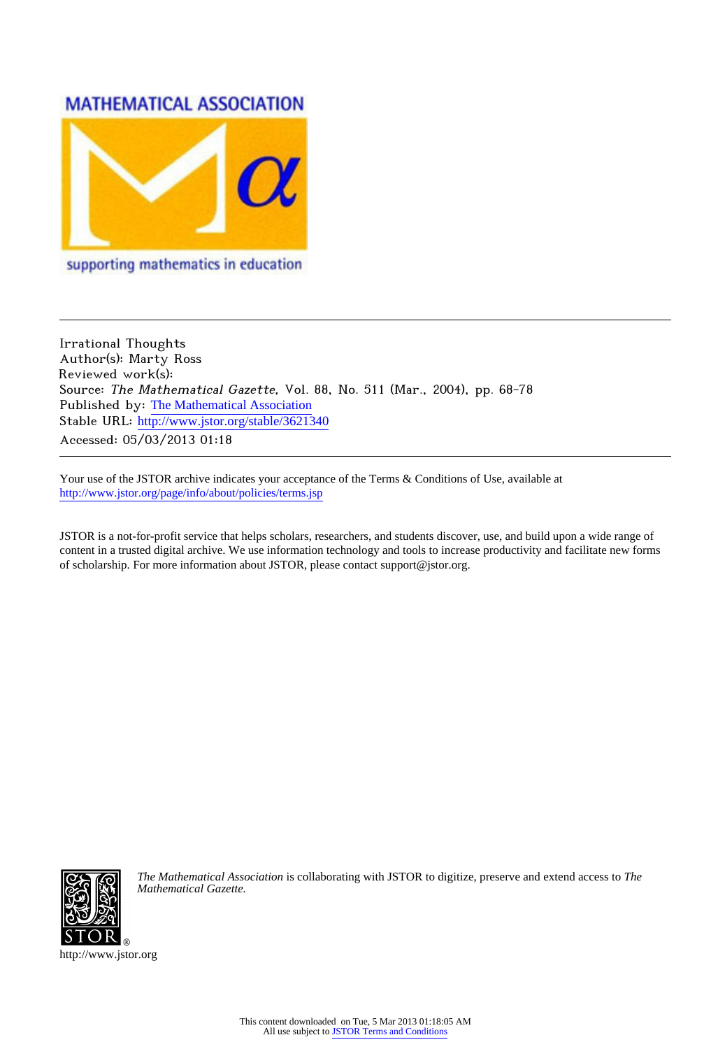MATHEMATICAL ASSOCIATION

supporting mathematics in education

Irrational Thoughts
Author(s): Marty Ross
Reviewed work(s):
Source: *The Mathematical Gazette*, Vol. 88, No. 511 (Mar., 2004), pp. 68-78
Published by: The Mathematical Association
Stable URL: http://www.jstor.org/stable/3621340
Accessed: 05/03/2013 01:18

Your use of the JSTOR archive indicates your acceptance of the Terms & Conditions of Use, available at
http://www.jstor.org/page/info/about/policies/terms.jsp

JSTOR is a not-for-profit service that helps scholars, researchers, and students discover, use, and build upon a wide range of content in a trusted digital archive. We use information technology and tools to increase productivity and facilitate new forms of scholarship. For more information about JSTOR, please contact support@jstor.org.

*The Mathematical Association* is collaborating with JSTOR to digitize, preserve and extend access to *The Mathematical Gazette.*

http://www.jstor.org

This content downloaded on Tue, 5 Mar 2013 01:18:05 AM
All use subject to JSTOR Terms and Conditions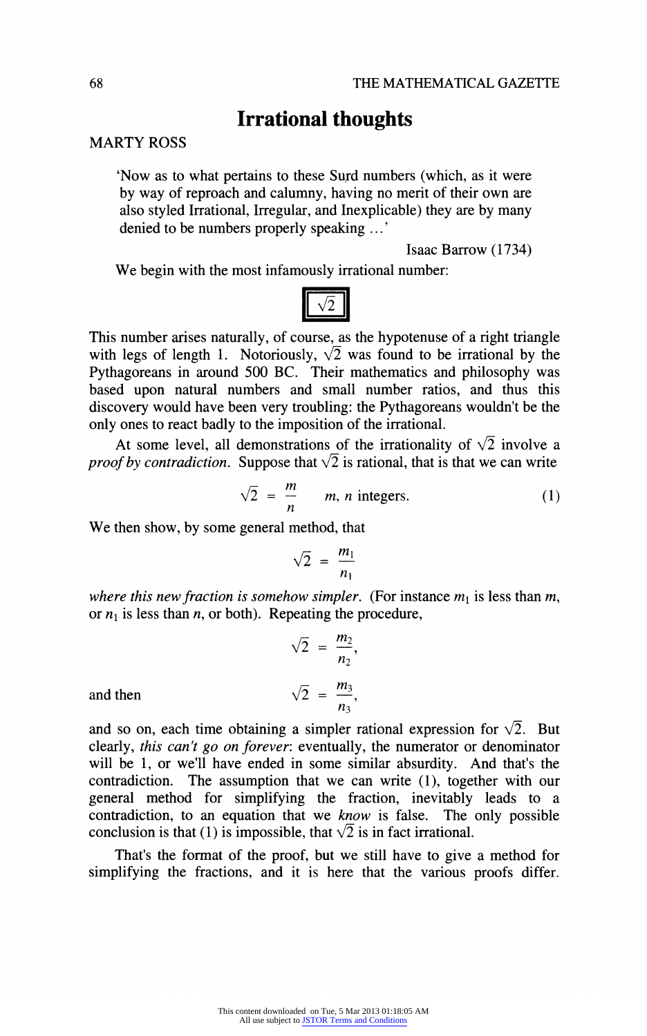# Irrational thoughts

MARTY ROSS

> 'Now as to what pertains to these Surd numbers (which, as it were by way of reproach and calumny, having no merit of their own are also styled Irrational, Irregular, and Inexplicable) they are by many denied to be numbers properly speaking ...'
>
> Isaac Barrow (1734)

We begin with the most infamously irrational number:

$$\boxed{\sqrt{2}}$$

This number arises naturally, of course, as the hypotenuse of a right triangle with legs of length 1. Notoriously, $\sqrt{2}$ was found to be irrational by the Pythagoreans in around 500 BC. Their mathematics and philosophy was based upon natural numbers and small number ratios, and thus this discovery would have been very troubling: the Pythagoreans wouldn't be the only ones to react badly to the imposition of the irrational.

At some level, all demonstrations of the irrationality of $\sqrt{2}$ involve a *proof by contradiction*. Suppose that $\sqrt{2}$ is rational, that is that we can write

$$\sqrt{2} = \frac{m}{n} \qquad m, n \text{ integers.} \tag{1}$$

We then show, by some general method, that

$$\sqrt{2} = \frac{m_1}{n_1}$$

*where this new fraction is somehow simpler.* (For instance $m_1$ is less than $m$, or $n_1$ is less than $n$, or both). Repeating the procedure,

$$\sqrt{2} = \frac{m_2}{n_2},$$

and then

$$\sqrt{2} = \frac{m_3}{n_3},$$

and so on, each time obtaining a simpler rational expression for $\sqrt{2}$. But clearly, *this can't go on forever*: eventually, the numerator or denominator will be 1, or we'll have ended in some similar absurdity. And that's the contradiction. The assumption that we can write (1), together with our general method for simplifying the fraction, inevitably leads to a contradiction, to an equation that we *know* is false. The only possible conclusion is that (1) is impossible, that $\sqrt{2}$ is in fact irrational.

That's the format of the proof, but we still have to give a method for simplifying the fractions, and it is here that the various proofs differ.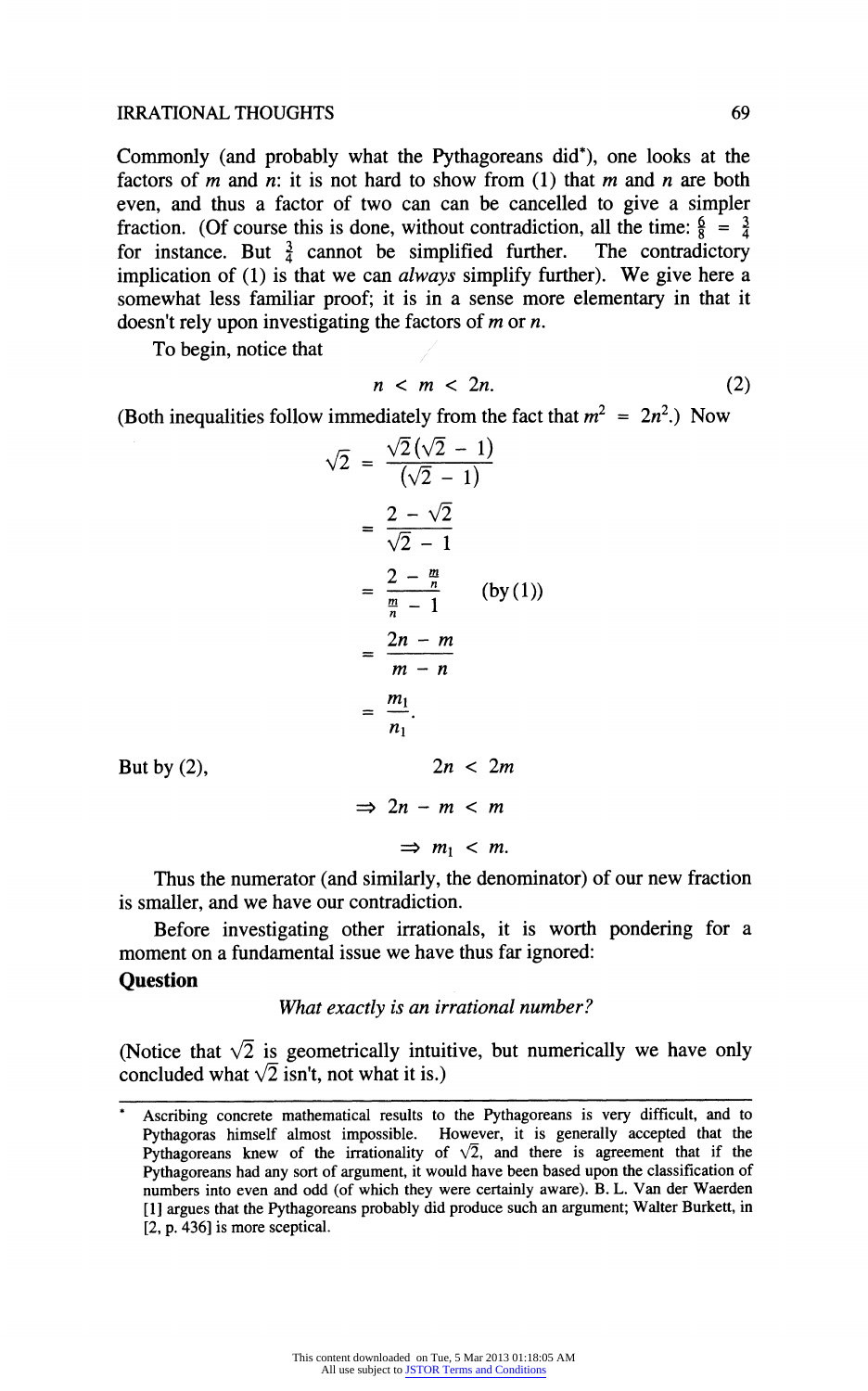Commonly (and probably what the Pythagoreans did*), one looks at the factors of $m$ and $n$: it is not hard to show from (1) that $m$ and $n$ are both even, and thus a factor of two can can be cancelled to give a simpler fraction. (Of course this is done, without contradiction, all the time: $\frac{6}{8} = \frac{3}{4}$ for instance. But $\frac{3}{4}$ cannot be simplified further. The contradictory implication of (1) is that we can *always* simplify further). We give here a somewhat less familiar proof; it is in a sense more elementary in that it doesn't rely upon investigating the factors of $m$ or $n$.

To begin, notice that

$$n < m < 2n. \tag{2}$$

(Both inequalities follow immediately from the fact that $m^2 = 2n^2$.) Now

$$\begin{aligned}
\sqrt{2} &= \frac{\sqrt{2}(\sqrt{2} - 1)}{(\sqrt{2} - 1)} \\
&= \frac{2 - \sqrt{2}}{\sqrt{2} - 1} \\
&= \frac{2 - \frac{m}{n}}{\frac{m}{n} - 1} \qquad \text{(by (1))} \\
&= \frac{2n - m}{m - n} \\
&= \frac{m_1}{n_1}.
\end{aligned}$$

But by (2),

$$\begin{aligned}
2n &< 2m \\
\Rightarrow 2n - m &< m \\
\Rightarrow m_1 &< m.
\end{aligned}$$

Thus the numerator (and similarly, the denominator) of our new fraction is smaller, and we have our contradiction.

Before investigating other irrationals, it is worth pondering for a moment on a fundamental issue we have thus far ignored:

**Question**

*What exactly is an irrational number?*

(Notice that $\sqrt{2}$ is geometrically intuitive, but numerically we have only concluded what $\sqrt{2}$ isn't, not what it is.)

---

\* Ascribing concrete mathematical results to the Pythagoreans is very difficult, and to Pythagoras himself almost impossible. However, it is generally accepted that the Pythagoreans knew of the irrationality of $\sqrt{2}$, and there is agreement that if the Pythagoreans had any sort of argument, it would have been based upon the classification of numbers into even and odd (of which they were certainly aware). B. L. Van der Waerden [1] argues that the Pythagoreans probably did produce such an argument; Walter Burkett, in [2, p. 436] is more sceptical.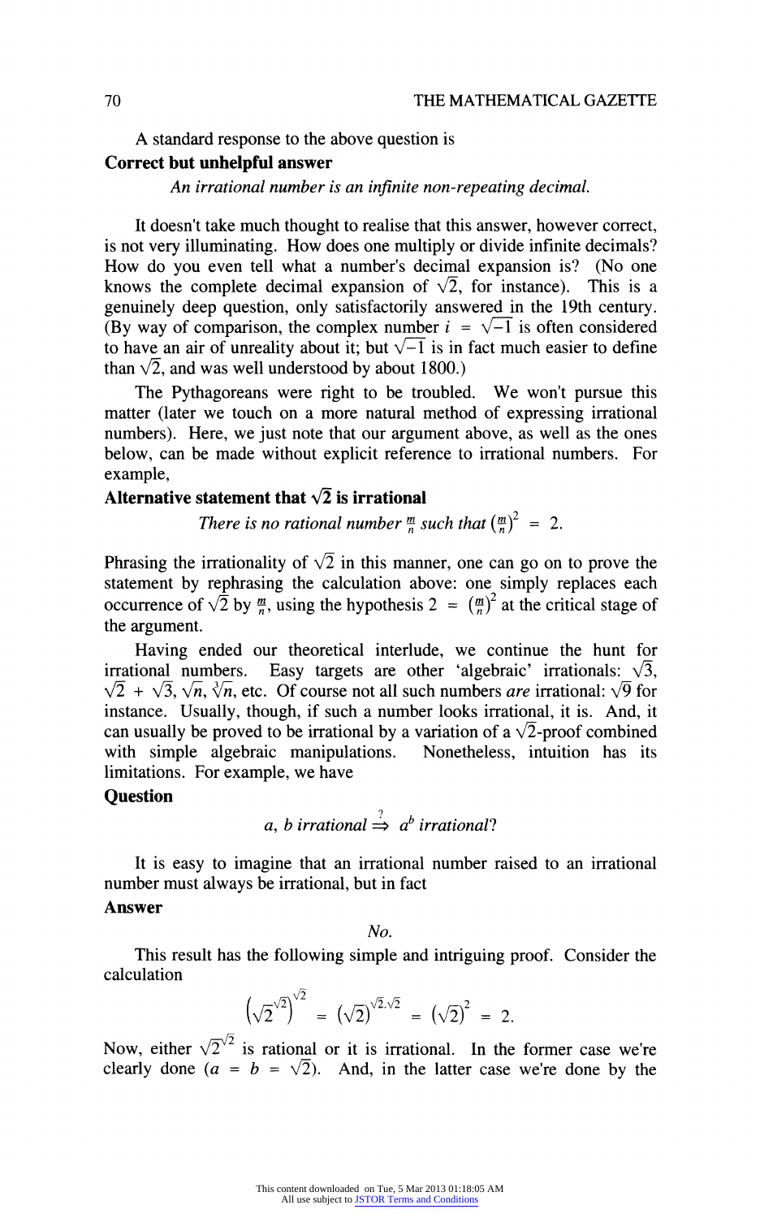A standard response to the above question is

**Correct but unhelpful answer**

*An irrational number is an infinite non-repeating decimal.*

It doesn't take much thought to realise that this answer, however correct, is not very illuminating. How does one multiply or divide infinite decimals? How do you even tell what a number's decimal expansion is? (No one knows the complete decimal expansion of $\sqrt{2}$, for instance). This is a genuinely deep question, only satisfactorily answered in the 19th century. (By way of comparison, the complex number $i = \sqrt{-1}$ is often considered to have an air of unreality about it; but $\sqrt{-1}$ is in fact much easier to define than $\sqrt{2}$, and was well understood by about 1800.)

The Pythagoreans were right to be troubled. We won't pursue this matter (later we touch on a more natural method of expressing irrational numbers). Here, we just note that our argument above, as well as the ones below, can be made without explicit reference to irrational numbers. For example,

**Alternative statement that $\sqrt{2}$ is irrational**

*There is no rational number* $\frac{m}{n}$ *such that* $\left(\frac{m}{n}\right)^2 = 2$.

Phrasing the irrationality of $\sqrt{2}$ in this manner, one can go on to prove the statement by rephrasing the calculation above: one simply replaces each occurrence of $\sqrt{2}$ by $\frac{m}{n}$, using the hypothesis $2 = \left(\frac{m}{n}\right)^2$ at the critical stage of the argument.

Having ended our theoretical interlude, we continue the hunt for irrational numbers. Easy targets are other 'algebraic' irrationals: $\sqrt{3}$, $\sqrt{2} + \sqrt{3}$, $\sqrt{n}$, $\sqrt[3]{n}$, etc. Of course not all such numbers *are* irrational: $\sqrt{9}$ for instance. Usually, though, if such a number looks irrational, it is. And, it can usually be proved to be irrational by a variation of a $\sqrt{2}$-proof combined with simple algebraic manipulations. Nonetheless, intuition has its limitations. For example, we have

**Question**

$$a, b \textit{ irrational} \overset{?}{\Rightarrow} a^b \textit{ irrational?}$$

It is easy to imagine that an irrational number raised to an irrational number must always be irrational, but in fact

**Answer**

*No.*

This result has the following simple and intriguing proof. Consider the calculation

$$\left(\sqrt{2}^{\sqrt{2}}\right)^{\sqrt{2}} = \left(\sqrt{2}\right)^{\sqrt{2}.\sqrt{2}} = \left(\sqrt{2}\right)^2 = 2.$$

Now, either $\sqrt{2}^{\sqrt{2}}$ is rational or it is irrational. In the former case we're clearly done ($a = b = \sqrt{2}$). And, in the latter case we're done by the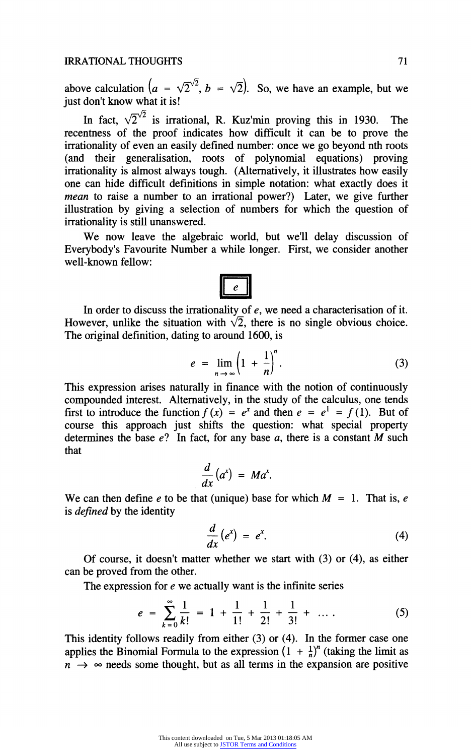above calculation $\left(a = \sqrt{2}^{\sqrt{2}}, b = \sqrt{2}\right)$. So, we have an example, but we just don't know what it is!

In fact, $\sqrt{2}^{\sqrt{2}}$ is irrational, R. Kuz'min proving this in 1930. The recentness of the proof indicates how difficult it can be to prove the irrationality of even an easily defined number: once we go beyond nth roots (and their generalisation, roots of polynomial equations) proving irrationality is almost always tough. (Alternatively, it illustrates how easily one can hide difficult definitions in simple notation: what exactly does it *mean* to raise a number to an irrational power?) Later, we give further illustration by giving a selection of numbers for which the question of irrationality is still unanswered.

We now leave the algebraic world, but we'll delay discussion of Everybody's Favourite Number a while longer. First, we consider another well-known fellow:

## $e$

In order to discuss the irrationality of $e$, we need a characterisation of it. However, unlike the situation with $\sqrt{2}$, there is no single obvious choice. The original definition, dating to around 1600, is

$$e = \lim_{n \to \infty} \left(1 + \frac{1}{n}\right)^n. \tag{3}$$

This expression arises naturally in finance with the notion of continuously compounded interest. Alternatively, in the study of the calculus, one tends first to introduce the function $f(x) = e^x$ and then $e = e^1 = f(1)$. But of course this approach just shifts the question: what special property determines the base $e$? In fact, for any base $a$, there is a constant $M$ such that

$$\frac{d}{dx}\left(a^x\right) = Ma^x.$$

We can then define $e$ to be that (unique) base for which $M = 1$. That is, $e$ is *defined* by the identity

$$\frac{d}{dx}\left(e^x\right) = e^x. \tag{4}$$

Of course, it doesn't matter whether we start with (3) or (4), as either can be proved from the other.

The expression for $e$ we actually want is the infinite series

$$e = \sum_{k=0}^{\infty} \frac{1}{k!} = 1 + \frac{1}{1!} + \frac{1}{2!} + \frac{1}{3!} + \ \dots \ . \tag{5}$$

This identity follows readily from either (3) or (4). In the former case one applies the Binomial Formula to the expression $\left(1 + \frac{1}{n}\right)^n$ (taking the limit as $n \to \infty$ needs some thought, but as all terms in the expansion are positive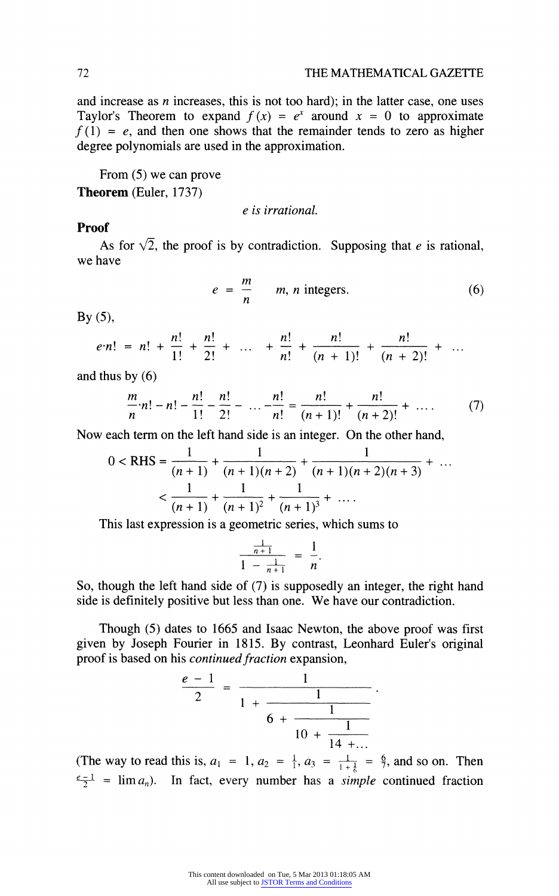and increase as $n$ increases, this is not too hard); in the latter case, one uses Taylor's Theorem to expand $f(x) = e^x$ around $x = 0$ to approximate $f(1) = e$, and then one shows that the remainder tends to zero as higher degree polynomials are used in the approximation.

From (5) we can prove

**Theorem** (Euler, 1737)

*e is irrational.*

**Proof**

As for $\sqrt{2}$, the proof is by contradiction. Supposing that $e$ is rational, we have

$$e = \frac{m}{n} \qquad m, n \text{ integers.} \tag{6}$$

By (5),

$$e \cdot n! = n! + \frac{n!}{1!} + \frac{n!}{2!} + \ldots + \frac{n!}{n!} + \frac{n!}{(n+1)!} + \frac{n!}{(n+2)!} + \ldots$$

and thus by (6)

$$\frac{m}{n} \cdot n! - n! - \frac{n!}{1!} - \frac{n!}{2!} - \ldots - \frac{n!}{n!} = \frac{n!}{(n+1)!} + \frac{n!}{(n+2)!} + \ldots . \tag{7}$$

Now each term on the left hand side is an integer. On the other hand,

$$0 < \text{RHS} = \frac{1}{(n+1)} + \frac{1}{(n+1)(n+2)} + \frac{1}{(n+1)(n+2)(n+3)} + \ldots$$
$$< \frac{1}{(n+1)} + \frac{1}{(n+1)^2} + \frac{1}{(n+1)^3} + \ldots .$$

This last expression is a geometric series, which sums to

$$\frac{\frac{1}{n+1}}{1 - \frac{1}{n+1}} = \frac{1}{n}.$$

So, though the left hand side of (7) is supposedly an integer, the right hand side is definitely positive but less than one. We have our contradiction.

Though (5) dates to 1665 and Isaac Newton, the above proof was first given by Joseph Fourier in 1815. By contrast, Leonhard Euler's original proof is based on his *continued fraction* expansion,

$$\frac{e-1}{2} = \cfrac{1}{1 + \cfrac{1}{6 + \cfrac{1}{10 + \cfrac{1}{14 + \ldots}}}}.$$

(The way to read this is, $a_1 = 1$, $a_2 = \frac{1}{1}$, $a_3 = \frac{1}{1 + \frac{1}{6}} = \frac{6}{7}$, and so on. Then $\frac{e-1}{2} = \lim a_n$). In fact, every number has a *simple* continued fraction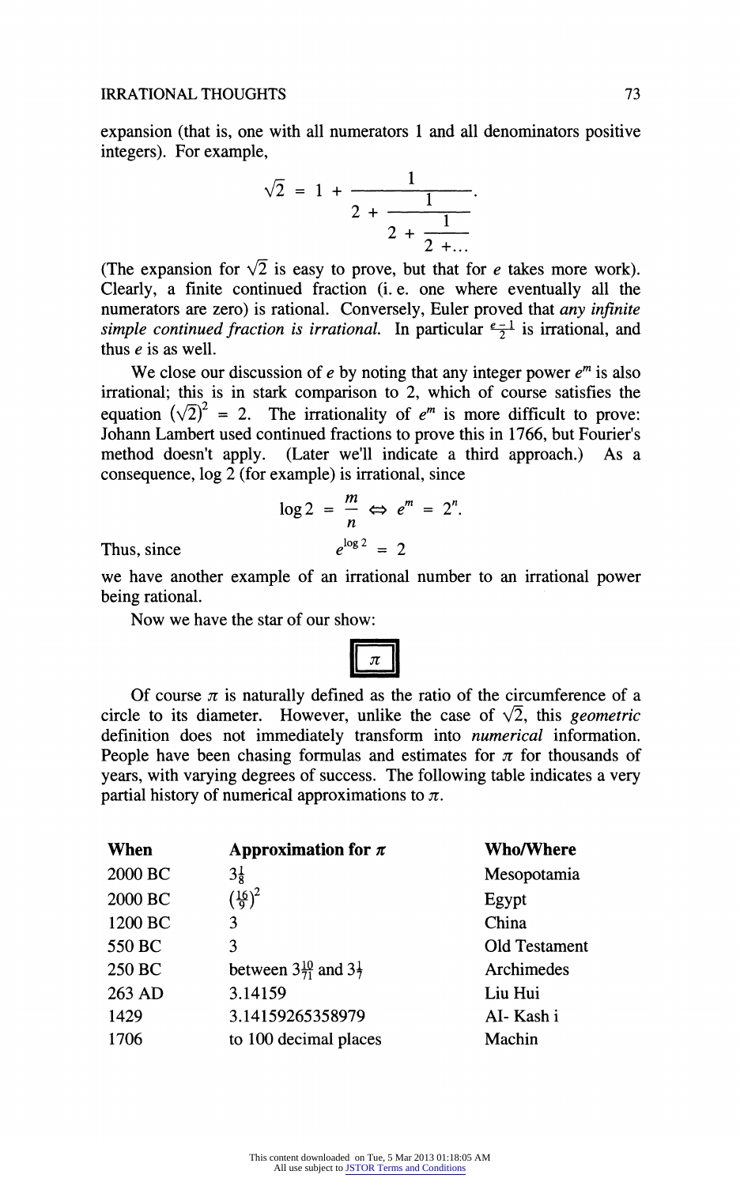expansion (that is, one with all numerators 1 and all denominators positive integers). For example,

$$\sqrt{2} = 1 + \cfrac{1}{2 + \cfrac{1}{2 + \cfrac{1}{2 + \ldots}}}.$$

(The expansion for $\sqrt{2}$ is easy to prove, but that for $e$ takes more work). Clearly, a finite continued fraction (i. e. one where eventually all the numerators are zero) is rational. Conversely, Euler proved that *any infinite simple continued fraction is irrational.* In particular $\frac{e-1}{2}$ is irrational, and thus $e$ is as well.

We close our discussion of $e$ by noting that any integer power $e^m$ is also irrational; this is in stark comparison to 2, which of course satisfies the equation $(\sqrt{2})^2 = 2$. The irrationality of $e^m$ is more difficult to prove: Johann Lambert used continued fractions to prove this in 1766, but Fourier's method doesn't apply. (Later we'll indicate a third approach.) As a consequence, log 2 (for example) is irrational, since

$$\log 2 = \frac{m}{n} \Leftrightarrow e^m = 2^n.$$

Thus, since

$$e^{\log 2} = 2$$

we have another example of an irrational number to an irrational power being rational.

Now we have the star of our show:

$$\boxed{\pi}$$

Of course $\pi$ is naturally defined as the ratio of the circumference of a circle to its diameter. However, unlike the case of $\sqrt{2}$, this *geometric* definition does not immediately transform into *numerical* information. People have been chasing formulas and estimates for $\pi$ for thousands of years, with varying degrees of success. The following table indicates a very partial history of numerical approximations to $\pi$.

| **When** | **Approximation for $\pi$** | **Who/Where** |
|---|---|---|
| 2000 BC | $3\frac{1}{8}$ | Mesopotamia |
| 2000 BC | $(\frac{16}{9})^2$ | Egypt |
| 1200 BC | 3 | China |
| 550 BC | 3 | Old Testament |
| 250 BC | between $3\frac{10}{71}$ and $3\frac{1}{7}$ | Archimedes |
| 263 AD | 3.14159 | Liu Hui |
| 1429 | 3.14159265358979 | Al- Kash i |
| 1706 | to 100 decimal places | Machin |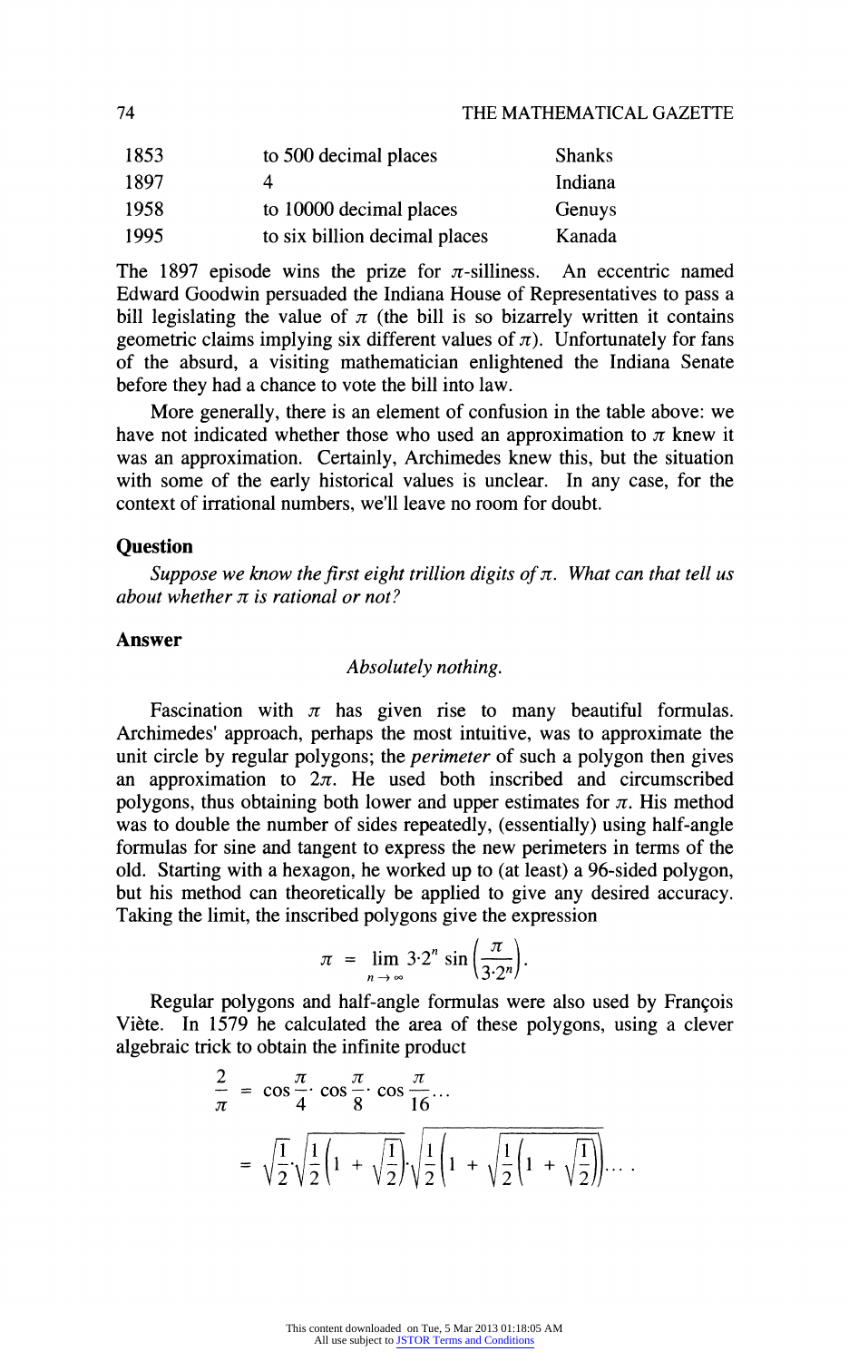| | | |
|---|---|---|
| 1853 | to 500 decimal places | Shanks |
| 1897 | 4 | Indiana |
| 1958 | to 10000 decimal places | Genuys |
| 1995 | to six billion decimal places | Kanada |

The 1897 episode wins the prize for $\pi$-silliness. An eccentric named Edward Goodwin persuaded the Indiana House of Representatives to pass a bill legislating the value of $\pi$ (the bill is so bizarrely written it contains geometric claims implying six different values of $\pi$). Unfortunately for fans of the absurd, a visiting mathematician enlightened the Indiana Senate before they had a chance to vote the bill into law.

More generally, there is an element of confusion in the table above: we have not indicated whether those who used an approximation to $\pi$ knew it was an approximation. Certainly, Archimedes knew this, but the situation with some of the early historical values is unclear. In any case, for the context of irrational numbers, we'll leave no room for doubt.

## Question

*Suppose we know the first eight trillion digits of $\pi$. What can that tell us about whether $\pi$ is rational or not?*

## Answer

*Absolutely nothing.*

Fascination with $\pi$ has given rise to many beautiful formulas. Archimedes' approach, perhaps the most intuitive, was to approximate the unit circle by regular polygons; the *perimeter* of such a polygon then gives an approximation to $2\pi$. He used both inscribed and circumscribed polygons, thus obtaining both lower and upper estimates for $\pi$. His method was to double the number of sides repeatedly, (essentially) using half-angle formulas for sine and tangent to express the new perimeters in terms of the old. Starting with a hexagon, he worked up to (at least) a 96-sided polygon, but his method can theoretically be applied to give any desired accuracy. Taking the limit, the inscribed polygons give the expression

$$\pi = \lim_{n \to \infty} 3 \cdot 2^n \sin\left(\frac{\pi}{3 \cdot 2^n}\right).$$

Regular polygons and half-angle formulas were also used by François Viète. In 1579 he calculated the area of these polygons, using a clever algebraic trick to obtain the infinite product

$$\frac{2}{\pi} = \cos\frac{\pi}{4} \cdot \cos\frac{\pi}{8} \cdot \cos\frac{\pi}{16} \cdots$$

$$= \sqrt{\frac{1}{2}} \cdot \sqrt{\frac{1}{2}\left(1 + \sqrt{\frac{1}{2}}\right)} \cdot \sqrt{\frac{1}{2}\left(1 + \sqrt{\frac{1}{2}\left(1 + \sqrt{\frac{1}{2}}\right)}\right)} \cdots .$$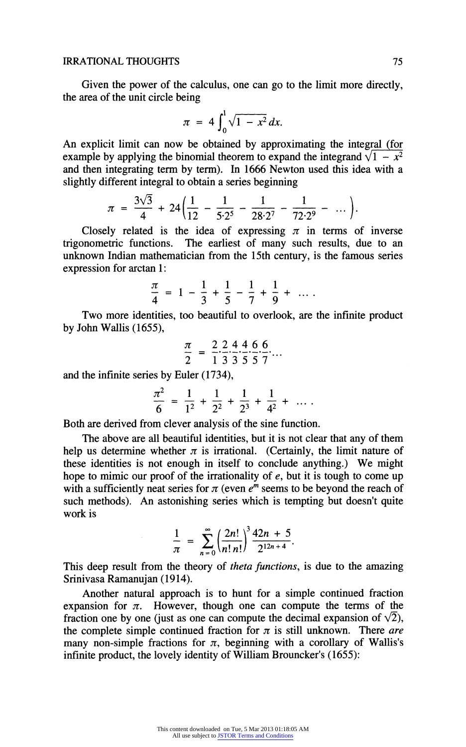Given the power of the calculus, one can go to the limit more directly, the area of the unit circle being

$$\pi = 4\int_0^1 \sqrt{1 - x^2}\,dx.$$

An explicit limit can now be obtained by approximating the integral (for example by applying the binomial theorem to expand the integrand $\sqrt{1 - x^2}$ and then integrating term by term). In 1666 Newton used this idea with a slightly different integral to obtain a series beginning

$$\pi = \frac{3\sqrt{3}}{4} + 24\left(\frac{1}{12} - \frac{1}{5\cdot 2^5} - \frac{1}{28\cdot 2^7} - \frac{1}{72\cdot 2^9} - \cdots\right).$$

Closely related is the idea of expressing $\pi$ in terms of inverse trigonometric functions. The earliest of many such results, due to an unknown Indian mathematician from the 15th century, is the famous series expression for arctan 1:

$$\frac{\pi}{4} = 1 - \frac{1}{3} + \frac{1}{5} - \frac{1}{7} + \frac{1}{9} + \cdots.$$

Two more identities, too beautiful to overlook, are the infinite product by John Wallis (1655),

$$\frac{\pi}{2} = \frac{2}{1}\cdot\frac{2}{3}\cdot\frac{4}{3}\cdot\frac{4}{5}\cdot\frac{6}{5}\cdot\frac{6}{7}\cdots$$

and the infinite series by Euler (1734),

$$\frac{\pi^2}{6} = \frac{1}{1^2} + \frac{1}{2^2} + \frac{1}{2^3} + \frac{1}{4^2} + \cdots.$$

Both are derived from clever analysis of the sine function.

The above are all beautiful identities, but it is not clear that any of them help us determine whether $\pi$ is irrational. (Certainly, the limit nature of these identities is not enough in itself to conclude anything.) We might hope to mimic our proof of the irrationality of $e$, but it is tough to come up with a sufficiently neat series for $\pi$ (even $e^{\pi}$ seems to be beyond the reach of such methods). An astonishing series which is tempting but doesn't quite work is

$$\frac{1}{\pi} = \sum_{n=0}^{\infty}\left(\frac{2n!}{n!\,n!}\right)^3 \frac{42n + 5}{2^{12n+4}}.$$

This deep result from the theory of *theta functions*, is due to the amazing Srinivasa Ramanujan (1914).

Another natural approach is to hunt for a simple continued fraction expansion for $\pi$. However, though one can compute the terms of the fraction one by one (just as one can compute the decimal expansion of $\sqrt{2}$), the complete simple continued fraction for $\pi$ is still unknown. There *are* many non-simple fractions for $\pi$, beginning with a corollary of Wallis's infinite product, the lovely identity of William Brouncker's (1655):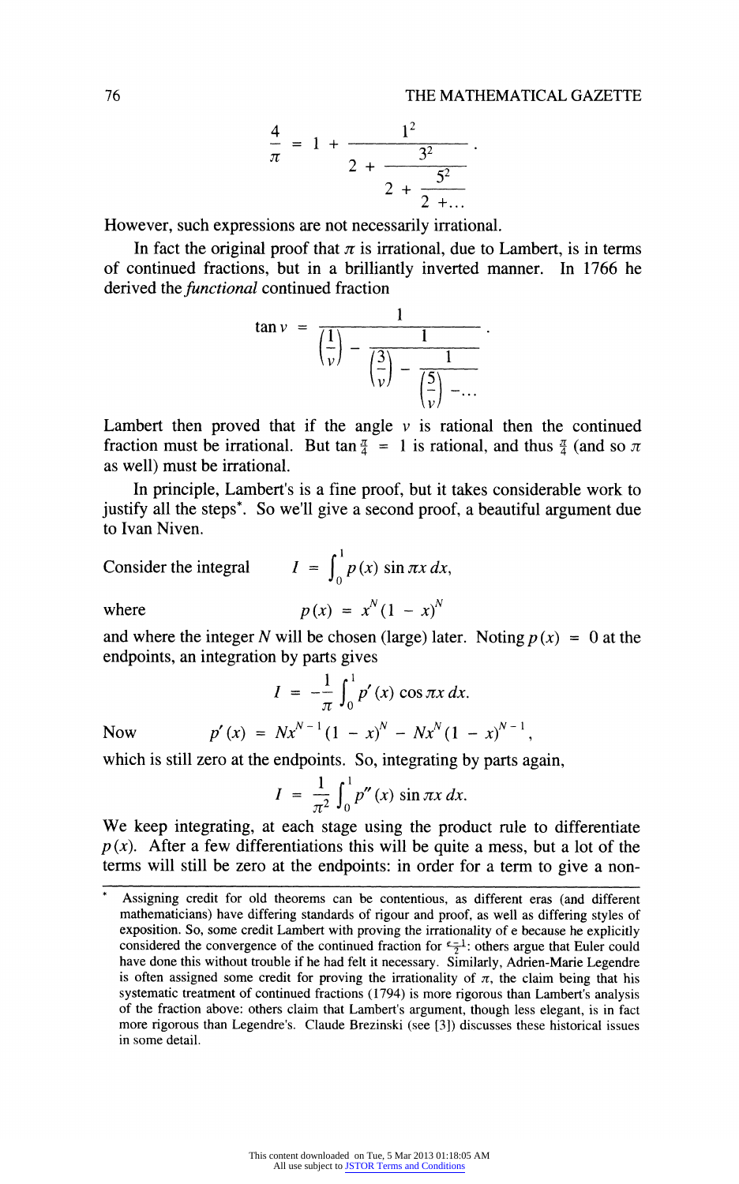$$\frac{4}{\pi} = 1 + \cfrac{1^2}{2 + \cfrac{3^2}{2 + \cfrac{5^2}{2 + \ldots}}}.$$

However, such expressions are not necessarily irrational.

In fact the original proof that $\pi$ is irrational, due to Lambert, is in terms of continued fractions, but in a brilliantly inverted manner. In 1766 he derived the *functional* continued fraction

$$\tan v = \cfrac{1}{\left(\frac{1}{v}\right) - \cfrac{1}{\left(\frac{3}{v}\right) - \cfrac{1}{\left(\frac{5}{v}\right) - \ldots}}}.$$

Lambert then proved that if the angle $v$ is rational then the continued fraction must be irrational. But $\tan \frac{\pi}{4} = 1$ is rational, and thus $\frac{\pi}{4}$ (and so $\pi$ as well) must be irrational.

In principle, Lambert's is a fine proof, but it takes considerable work to justify all the steps*. So we'll give a second proof, a beautiful argument due to Ivan Niven.

Consider the integral $\quad I = \int_0^1 p(x) \sin \pi x \, dx,$

where $\quad p(x) = x^N (1 - x)^N$

and where the integer $N$ will be chosen (large) later. Noting $p(x) = 0$ at the endpoints, an integration by parts gives

$$I = -\frac{1}{\pi} \int_0^1 p'(x) \cos \pi x \, dx.$$

Now $\quad p'(x) = Nx^{N-1}(1 - x)^N - Nx^N(1 - x)^{N-1},$

which is still zero at the endpoints. So, integrating by parts again,

$$I = \frac{1}{\pi^2} \int_0^1 p''(x) \sin \pi x \, dx.$$

We keep integrating, at each stage using the product rule to differentiate $p(x)$. After a few differentiations this will be quite a mess, but a lot of the terms will still be zero at the endpoints: in order for a term to give a non-

---

\* Assigning credit for old theorems can be contentious, as different eras (and different mathematicians) have differing standards of rigour and proof, as well as differing styles of exposition. So, some credit Lambert with proving the irrationality of e because he explicitly considered the convergence of the continued fraction for $\frac{e-1}{2}$: others argue that Euler could have done this without trouble if he had felt it necessary. Similarly, Adrien-Marie Legendre is often assigned some credit for proving the irrationality of $\pi$, the claim being that his systematic treatment of continued fractions (1794) is more rigorous than Lambert's analysis of the fraction above: others claim that Lambert's argument, though less elegant, is in fact more rigorous than Legendre's. Claude Brezinski (see [3]) discusses these historical issues in some detail.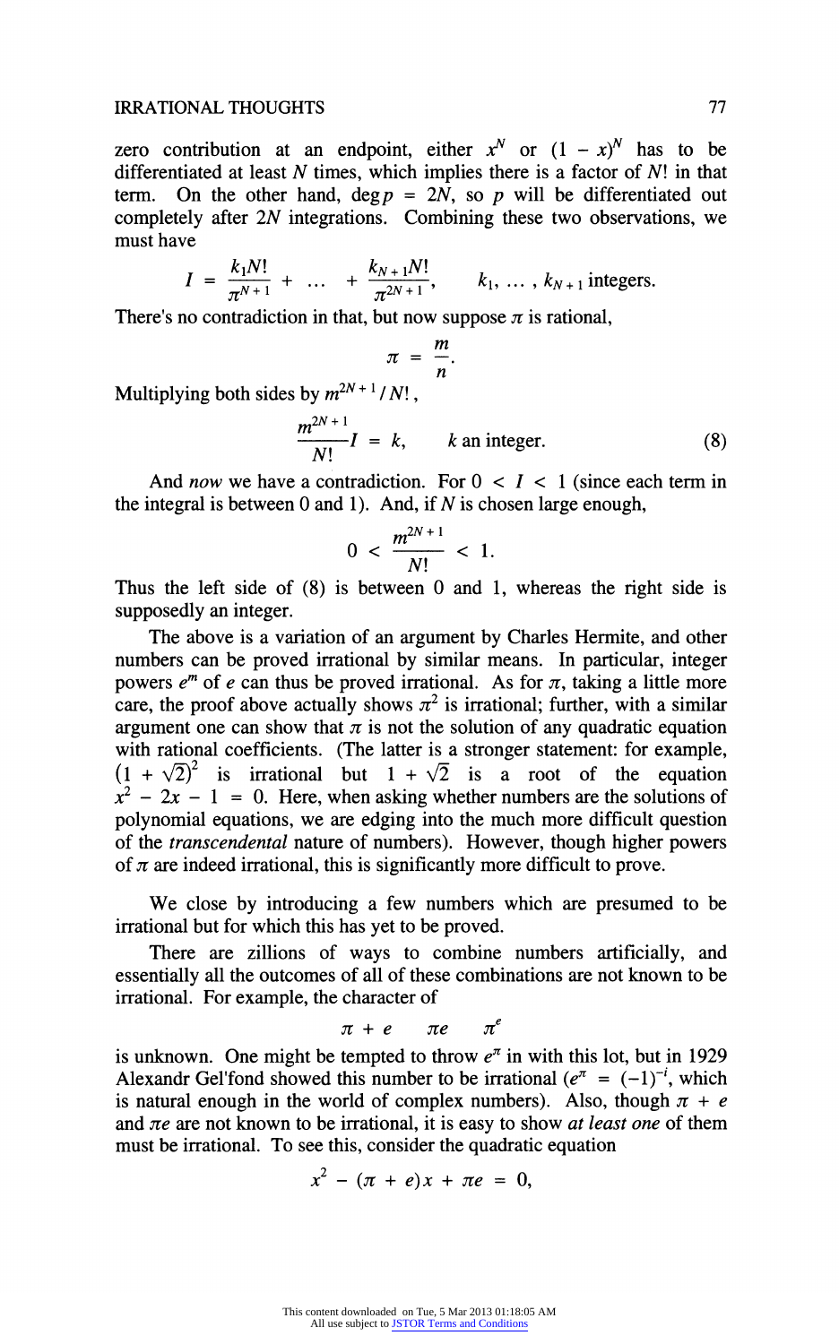zero contribution at an endpoint, either $x^N$ or $(1 - x)^N$ has to be differentiated at least $N$ times, which implies there is a factor of $N!$ in that term. On the other hand, $\deg p = 2N$, so $p$ will be differentiated out completely after $2N$ integrations. Combining these two observations, we must have

$$I = \frac{k_1 N!}{\pi^{N+1}} + \dots + \frac{k_{N+1} N!}{\pi^{2N+1}}, \qquad k_1, \dots, k_{N+1} \text{ integers.}$$

There's no contradiction in that, but now suppose $\pi$ is rational,

$$\pi = \frac{m}{n}.$$

Multiplying both sides by $m^{2N+1}/N!$,

$$\frac{m^{2N+1}}{N!} I = k, \qquad k \text{ an integer.} \tag{8}$$

And *now* we have a contradiction. For $0 < I < 1$ (since each term in the integral is between 0 and 1). And, if $N$ is chosen large enough,

$$0 < \frac{m^{2N+1}}{N!} < 1.$$

Thus the left side of (8) is between 0 and 1, whereas the right side is supposedly an integer.

The above is a variation of an argument by Charles Hermite, and other numbers can be proved irrational by similar means. In particular, integer powers $e^m$ of $e$ can thus be proved irrational. As for $\pi$, taking a little more care, the proof above actually shows $\pi^2$ is irrational; further, with a similar argument one can show that $\pi$ is not the solution of any quadratic equation with rational coefficients. (The latter is a stronger statement: for example, $(1 + \sqrt{2})^2$ is irrational but $1 + \sqrt{2}$ is a root of the equation $x^2 - 2x - 1 = 0$. Here, when asking whether numbers are the solutions of polynomial equations, we are edging into the much more difficult question of the *transcendental* nature of numbers). However, though higher powers of $\pi$ are indeed irrational, this is significantly more difficult to prove.

We close by introducing a few numbers which are presumed to be irrational but for which this has yet to be proved.

There are zillions of ways to combine numbers artificially, and essentially all the outcomes of all of these combinations are not known to be irrational. For example, the character of

$$\pi + e \qquad \pi e \qquad \pi^e$$

is unknown. One might be tempted to throw $e^\pi$ in with this lot, but in 1929 Alexandr Gel'fond showed this number to be irrational ($e^\pi = (-1)^{-i}$, which is natural enough in the world of complex numbers). Also, though $\pi + e$ and $\pi e$ are not known to be irrational, it is easy to show *at least one* of them must be irrational. To see this, consider the quadratic equation

$$x^2 - (\pi + e)x + \pi e = 0,$$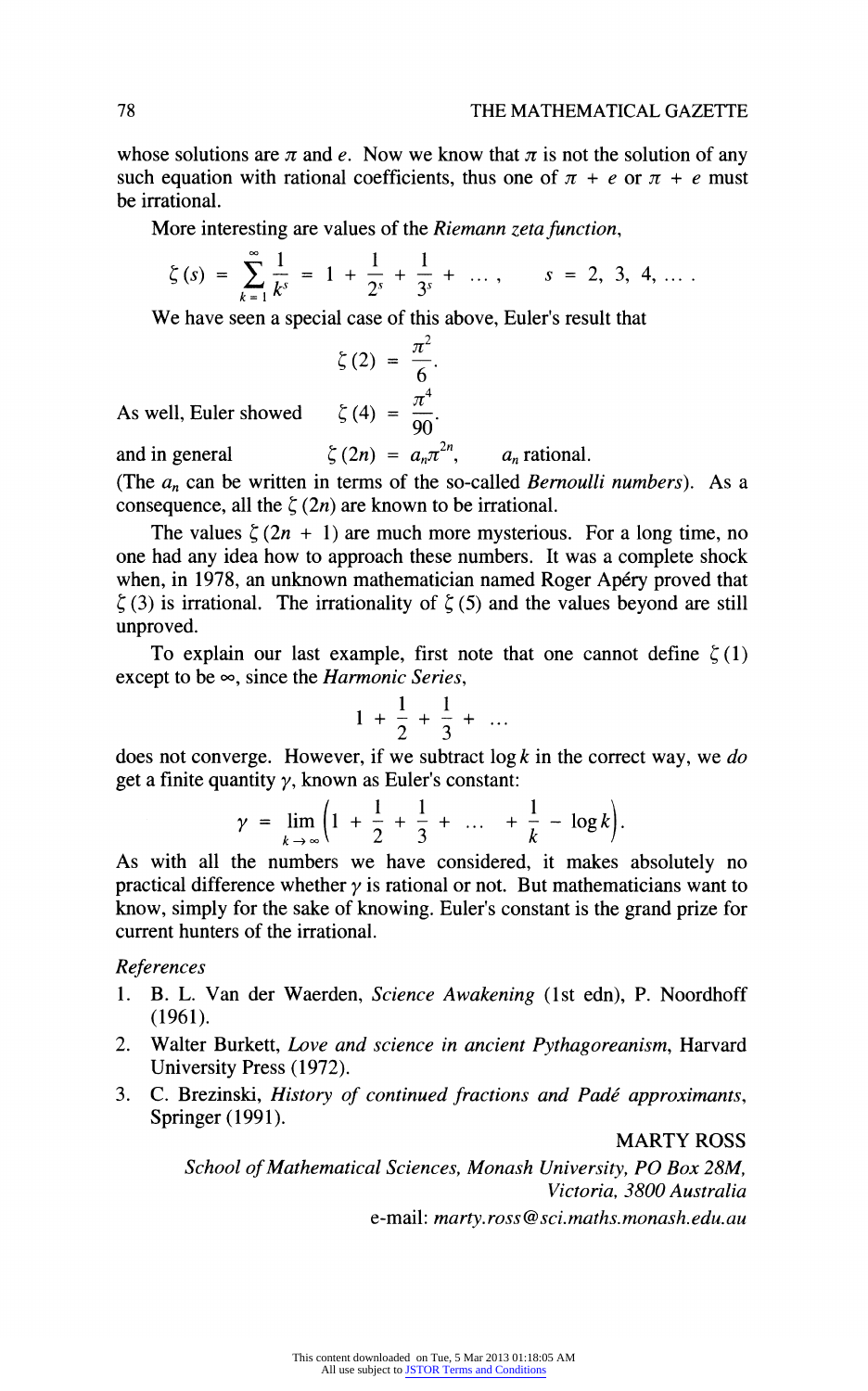whose solutions are $\pi$ and $e$. Now we know that $\pi$ is not the solution of any such equation with rational coefficients, thus one of $\pi + e$ or $\pi + e$ must be irrational.

More interesting are values of the *Riemann zeta function*,

$$\zeta(s) = \sum_{k=1}^{\infty} \frac{1}{k^s} = 1 + \frac{1}{2^s} + \frac{1}{3^s} + \dots, \qquad s = 2, 3, 4, \dots .$$

We have seen a special case of this above, Euler's result that

$$\zeta(2) = \frac{\pi^2}{6}.$$

As well, Euler showed $\quad \zeta(4) = \dfrac{\pi^4}{90}.$

and in general $\quad \zeta(2n) = a_n \pi^{2n}, \qquad a_n$ rational.

(The $a_n$ can be written in terms of the so-called *Bernoulli numbers*). As a consequence, all the $\zeta(2n)$ are known to be irrational.

The values $\zeta(2n + 1)$ are much more mysterious. For a long time, no one had any idea how to approach these numbers. It was a complete shock when, in 1978, an unknown mathematician named Roger Apéry proved that $\zeta(3)$ is irrational. The irrationality of $\zeta(5)$ and the values beyond are still unproved.

To explain our last example, first note that one cannot define $\zeta(1)$ except to be $\infty$, since the *Harmonic Series*,

$$1 + \frac{1}{2} + \frac{1}{3} + \dots$$

does not converge. However, if we subtract $\log k$ in the correct way, we *do* get a finite quantity $\gamma$, known as Euler's constant:

$$\gamma = \lim_{k \to \infty} \left( 1 + \frac{1}{2} + \frac{1}{3} + \dots + \frac{1}{k} - \log k \right).$$

As with all the numbers we have considered, it makes absolutely no practical difference whether $\gamma$ is rational or not. But mathematicians want to know, simply for the sake of knowing. Euler's constant is the grand prize for current hunters of the irrational.

*References*

1. B. L. Van der Waerden, *Science Awakening* (1st edn), P. Noordhoff (1961).
2. Walter Burkett, *Love and science in ancient Pythagoreanism*, Harvard University Press (1972).
3. C. Brezinski, *History of continued fractions and Padé approximants*, Springer (1991).

MARTY ROSS

*School of Mathematical Sciences, Monash University, PO Box 28M, Victoria, 3800 Australia*

e-mail: *marty.ross@sci.maths.monash.edu.au*